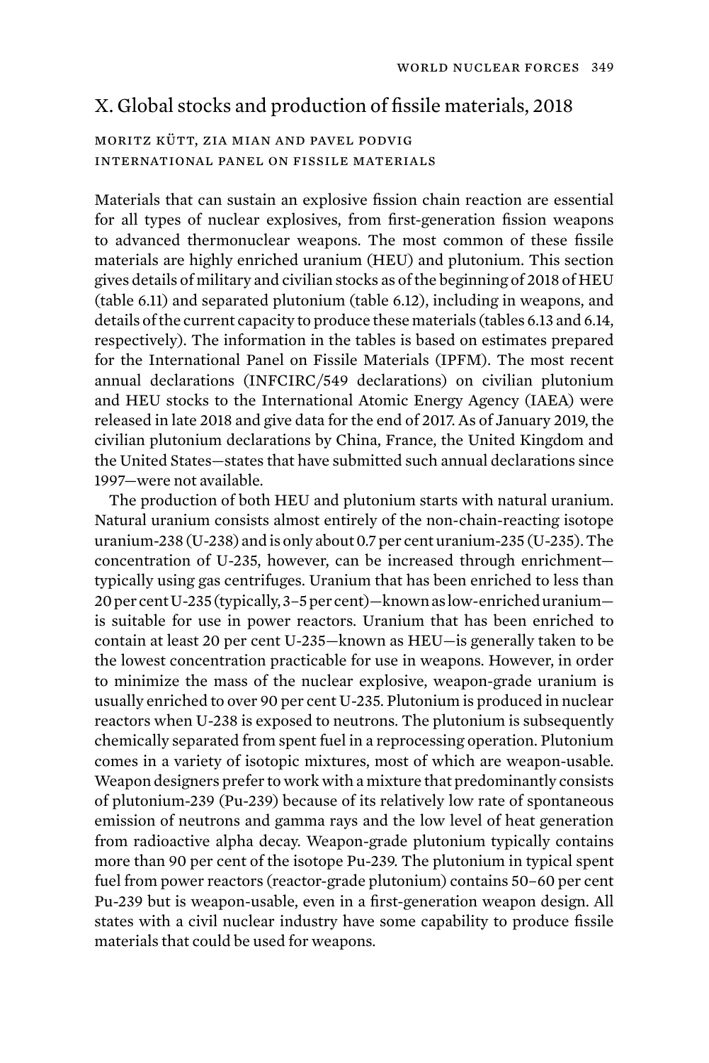## X. Global stocks and production of fissile materials, 2018

MORITZ KÜTT, ZIA MIAN AND PAVEL PODVIG
INTERNATIONAL PANEL ON FISSILE MATERIALS

Materials that can sustain an explosive fission chain reaction are essential for all types of nuclear explosives, from first-generation fission weapons to advanced thermonuclear weapons. The most common of these fissile materials are highly enriched uranium (HEU) and plutonium. This section gives details of military and civilian stocks as of the beginning of 2018 of HEU (table 6.11) and separated plutonium (table 6.12), including in weapons, and details of the current capacity to produce these materials (tables 6.13 and 6.14, respectively). The information in the tables is based on estimates prepared for the International Panel on Fissile Materials (IPFM). The most recent annual declarations (INFCIRC/549 declarations) on civilian plutonium and HEU stocks to the International Atomic Energy Agency (IAEA) were released in late 2018 and give data for the end of 2017. As of January 2019, the civilian plutonium declarations by China, France, the United Kingdom and the United States—states that have submitted such annual declarations since 1997—were not available.

The production of both HEU and plutonium starts with natural uranium. Natural uranium consists almost entirely of the non-chain-reacting isotope uranium-238 (U-238) and is only about 0.7 per cent uranium-235 (U-235). The concentration of U-235, however, can be increased through enrichment—typically using gas centrifuges. Uranium that has been enriched to less than 20 per cent U-235 (typically, 3–5 per cent)—known as low-enriched uranium—is suitable for use in power reactors. Uranium that has been enriched to contain at least 20 per cent U-235—known as HEU—is generally taken to be the lowest concentration practicable for use in weapons. However, in order to minimize the mass of the nuclear explosive, weapon-grade uranium is usually enriched to over 90 per cent U-235. Plutonium is produced in nuclear reactors when U-238 is exposed to neutrons. The plutonium is subsequently chemically separated from spent fuel in a reprocessing operation. Plutonium comes in a variety of isotopic mixtures, most of which are weapon-usable. Weapon designers prefer to work with a mixture that predominantly consists of plutonium-239 (Pu-239) because of its relatively low rate of spontaneous emission of neutrons and gamma rays and the low level of heat generation from radioactive alpha decay. Weapon-grade plutonium typically contains more than 90 per cent of the isotope Pu-239. The plutonium in typical spent fuel from power reactors (reactor-grade plutonium) contains 50–60 per cent Pu-239 but is weapon-usable, even in a first-generation weapon design. All states with a civil nuclear industry have some capability to produce fissile materials that could be used for weapons.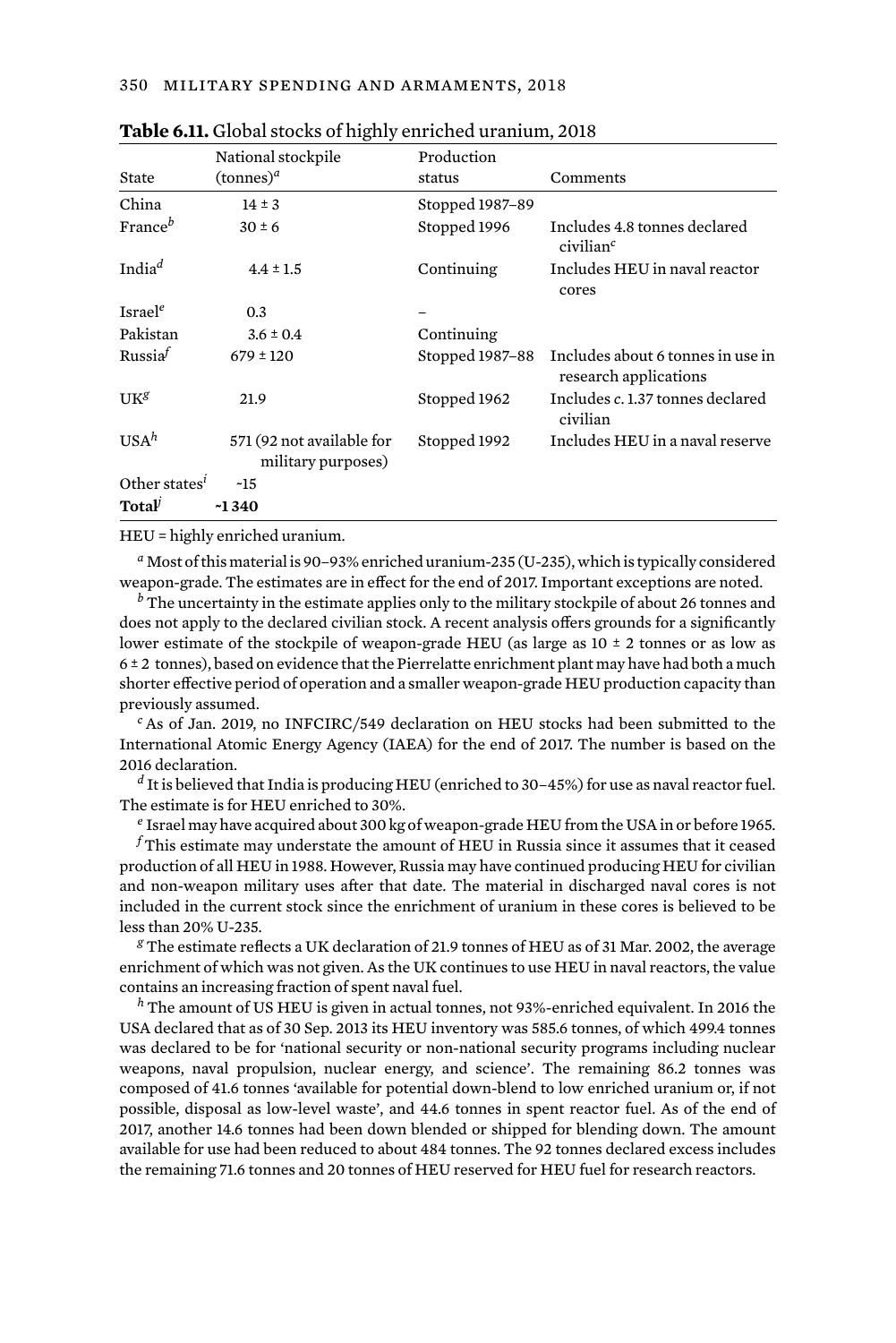**Table 6.11.** Global stocks of highly enriched uranium, 2018

| State | National stockpile (tonnes)[a] | Production status | Comments |
|---|---|---|---|
| China | 14 ± 3 | Stopped 1987–89 | |
| France[b] | 30 ± 6 | Stopped 1996 | Includes 4.8 tonnes declared civilian[c] |
| India[d] | 4.4 ± 1.5 | Continuing | Includes HEU in naval reactor cores |
| Israel[e] | 0.3 | – | |
| Pakistan | 3.6 ± 0.4 | Continuing | |
| Russia[f] | 679 ± 120 | Stopped 1987–88 | Includes about 6 tonnes in use in research applications |
| UK[g] | 21.9 | Stopped 1962 | Includes *c.* 1.37 tonnes declared civilian |
| USA[h] | 571 (92 not available for military purposes) | Stopped 1992 | Includes HEU in a naval reserve |
| Other states[i] | ~15 | | |
| **Total**[j] | **~1 340** | | |

HEU = highly enriched uranium.

[a] Most of this material is 90–93% enriched uranium-235 (U-235), which is typically considered weapon-grade. The estimates are in effect for the end of 2017. Important exceptions are noted.

[b] The uncertainty in the estimate applies only to the military stockpile of about 26 tonnes and does not apply to the declared civilian stock. A recent analysis offers grounds for a significantly lower estimate of the stockpile of weapon-grade HEU (as large as 10 ± 2 tonnes or as low as 6 ± 2 tonnes), based on evidence that the Pierrelatte enrichment plant may have had both a much shorter effective period of operation and a smaller weapon-grade HEU production capacity than previously assumed.

[c] As of Jan. 2019, no INFCIRC/549 declaration on HEU stocks had been submitted to the International Atomic Energy Agency (IAEA) for the end of 2017. The number is based on the 2016 declaration.

[d] It is believed that India is producing HEU (enriched to 30–45%) for use as naval reactor fuel. The estimate is for HEU enriched to 30%.

[e] Israel may have acquired about 300 kg of weapon-grade HEU from the USA in or before 1965.

[f] This estimate may understate the amount of HEU in Russia since it assumes that it ceased production of all HEU in 1988. However, Russia may have continued producing HEU for civilian and non-weapon military uses after that date. The material in discharged naval cores is not included in the current stock since the enrichment of uranium in these cores is believed to be less than 20% U-235.

[g] The estimate reflects a UK declaration of 21.9 tonnes of HEU as of 31 Mar. 2002, the average enrichment of which was not given. As the UK continues to use HEU in naval reactors, the value contains an increasing fraction of spent naval fuel.

[h] The amount of US HEU is given in actual tonnes, not 93%-enriched equivalent. In 2016 the USA declared that as of 30 Sep. 2013 its HEU inventory was 585.6 tonnes, of which 499.4 tonnes was declared to be for 'national security or non-national security programs including nuclear weapons, naval propulsion, nuclear energy, and science'. The remaining 86.2 tonnes was composed of 41.6 tonnes 'available for potential down-blend to low enriched uranium or, if not possible, disposal as low-level waste', and 44.6 tonnes in spent reactor fuel. As of the end of 2017, another 14.6 tonnes had been down blended or shipped for blending down. The amount available for use had been reduced to about 484 tonnes. The 92 tonnes declared excess includes the remaining 71.6 tonnes and 20 tonnes of HEU reserved for HEU fuel for research reactors.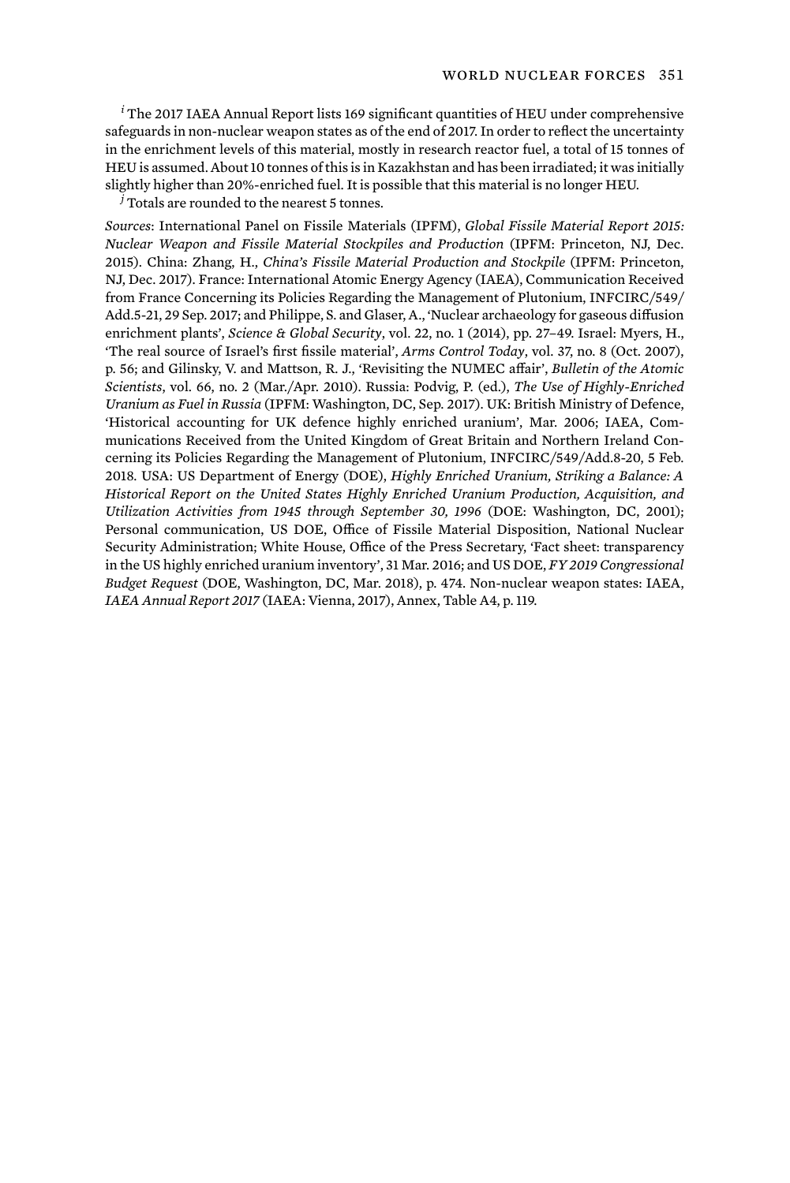[i] The 2017 IAEA Annual Report lists 169 significant quantities of HEU under comprehensive safeguards in non-nuclear weapon states as of the end of 2017. In order to reflect the uncertainty in the enrichment levels of this material, mostly in research reactor fuel, a total of 15 tonnes of HEU is assumed. About 10 tonnes of this is in Kazakhstan and has been irradiated; it was initially slightly higher than 20%-enriched fuel. It is possible that this material is no longer HEU.

[j] Totals are rounded to the nearest 5 tonnes.

*Sources*: International Panel on Fissile Materials (IPFM), *Global Fissile Material Report 2015: Nuclear Weapon and Fissile Material Stockpiles and Production* (IPFM: Princeton, NJ, Dec. 2015). China: Zhang, H., *China's Fissile Material Production and Stockpile* (IPFM: Princeton, NJ, Dec. 2017). France: International Atomic Energy Agency (IAEA), Communication Received from France Concerning its Policies Regarding the Management of Plutonium, INFCIRC/549/Add.5-21, 29 Sep. 2017; and Philippe, S. and Glaser, A., 'Nuclear archaeology for gaseous diffusion enrichment plants', *Science & Global Security*, vol. 22, no. 1 (2014), pp. 27–49. Israel: Myers, H., 'The real source of Israel's first fissile material', *Arms Control Today*, vol. 37, no. 8 (Oct. 2007), p. 56; and Gilinsky, V. and Mattson, R. J., 'Revisiting the NUMEC affair', *Bulletin of the Atomic Scientists*, vol. 66, no. 2 (Mar./Apr. 2010). Russia: Podvig, P. (ed.), *The Use of Highly-Enriched Uranium as Fuel in Russia* (IPFM: Washington, DC, Sep. 2017). UK: British Ministry of Defence, 'Historical accounting for UK defence highly enriched uranium', Mar. 2006; IAEA, Communications Received from the United Kingdom of Great Britain and Northern Ireland Concerning its Policies Regarding the Management of Plutonium, INFCIRC/549/Add.8-20, 5 Feb. 2018. USA: US Department of Energy (DOE), *Highly Enriched Uranium, Striking a Balance: A Historical Report on the United States Highly Enriched Uranium Production, Acquisition, and Utilization Activities from 1945 through September 30, 1996* (DOE: Washington, DC, 2001); Personal communication, US DOE, Office of Fissile Material Disposition, National Nuclear Security Administration; White House, Office of the Press Secretary, 'Fact sheet: transparency in the US highly enriched uranium inventory', 31 Mar. 2016; and US DOE, *FY 2019 Congressional Budget Request* (DOE, Washington, DC, Mar. 2018), p. 474. Non-nuclear weapon states: IAEA, *IAEA Annual Report 2017* (IAEA: Vienna, 2017), Annex, Table A4, p. 119.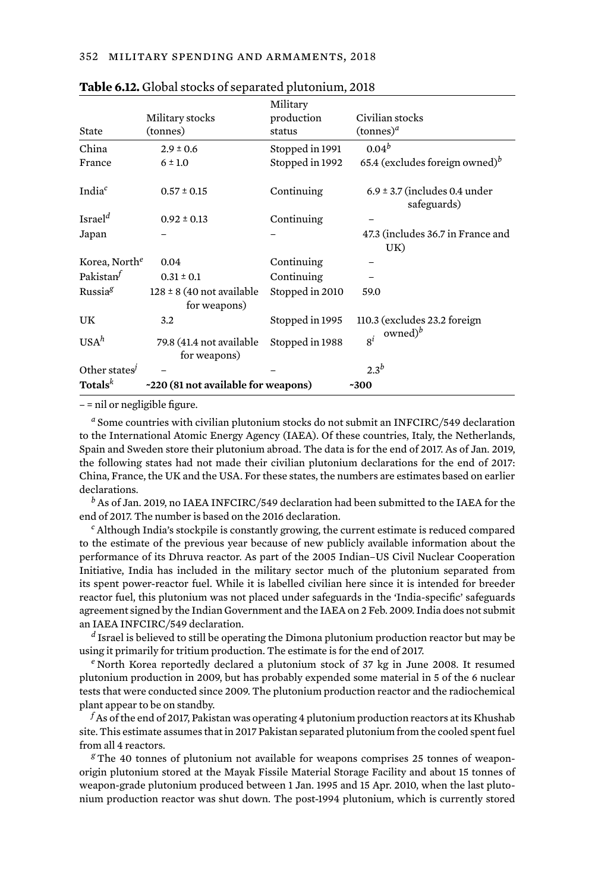**Table 6.12.** Global stocks of separated plutonium, 2018

| State | Military stocks (tonnes) | Military production status | Civilian stocks (tonnes)[a] |
|---|---|---|---|
| China | 2.9 ± 0.6 | Stopped in 1991 | 0.04[b] |
| France | 6 ± 1.0 | Stopped in 1992 | 65.4 (excludes foreign owned)[b] |
| India[c] | 0.57 ± 0.15 | Continuing | 6.9 ± 3.7 (includes 0.4 under safeguards) |
| Israel[d] | 0.92 ± 0.13 | Continuing | – |
| Japan | – | – | 47.3 (includes 36.7 in France and UK) |
| Korea, North[e] | 0.04 | Continuing | – |
| Pakistan[f] | 0.31 ± 0.1 | Continuing | – |
| Russia[g] | 128 ± 8 (40 not available for weapons) | Stopped in 2010 | 59.0 |
| UK | 3.2 | Stopped in 1995 | 110.3 (excludes 23.2 foreign owned)[b] |
| USA[h] | 79.8 (41.4 not available for weapons) | Stopped in 1988 | 8[i] |
| Other states[j] | – | – | 2.3[b] |
| **Totals**[k] | **~220 (81 not available for weapons)** | | **~300** |

– = nil or negligible figure.

[a] Some countries with civilian plutonium stocks do not submit an INFCIRC/549 declaration to the International Atomic Energy Agency (IAEA). Of these countries, Italy, the Netherlands, Spain and Sweden store their plutonium abroad. The data is for the end of 2017. As of Jan. 2019, the following states had not made their civilian plutonium declarations for the end of 2017: China, France, the UK and the USA. For these states, the numbers are estimates based on earlier declarations.

[b] As of Jan. 2019, no IAEA INFCIRC/549 declaration had been submitted to the IAEA for the end of 2017. The number is based on the 2016 declaration.

[c] Although India's stockpile is constantly growing, the current estimate is reduced compared to the estimate of the previous year because of new publicly available information about the performance of its Dhruva reactor. As part of the 2005 Indian–US Civil Nuclear Cooperation Initiative, India has included in the military sector much of the plutonium separated from its spent power-reactor fuel. While it is labelled civilian here since it is intended for breeder reactor fuel, this plutonium was not placed under safeguards in the 'India-specific' safeguards agreement signed by the Indian Government and the IAEA on 2 Feb. 2009. India does not submit an IAEA INFCIRC/549 declaration.

[d] Israel is believed to still be operating the Dimona plutonium production reactor but may be using it primarily for tritium production. The estimate is for the end of 2017.

[e] North Korea reportedly declared a plutonium stock of 37 kg in June 2008. It resumed plutonium production in 2009, but has probably expended some material in 5 of the 6 nuclear tests that were conducted since 2009. The plutonium production reactor and the radiochemical plant appear to be on standby.

[f] As of the end of 2017, Pakistan was operating 4 plutonium production reactors at its Khushab site. This estimate assumes that in 2017 Pakistan separated plutonium from the cooled spent fuel from all 4 reactors.

[g] The 40 tonnes of plutonium not available for weapons comprises 25 tonnes of weapon-origin plutonium stored at the Mayak Fissile Material Storage Facility and about 15 tonnes of weapon-grade plutonium produced between 1 Jan. 1995 and 15 Apr. 2010, when the last plutonium production reactor was shut down. The post-1994 plutonium, which is currently stored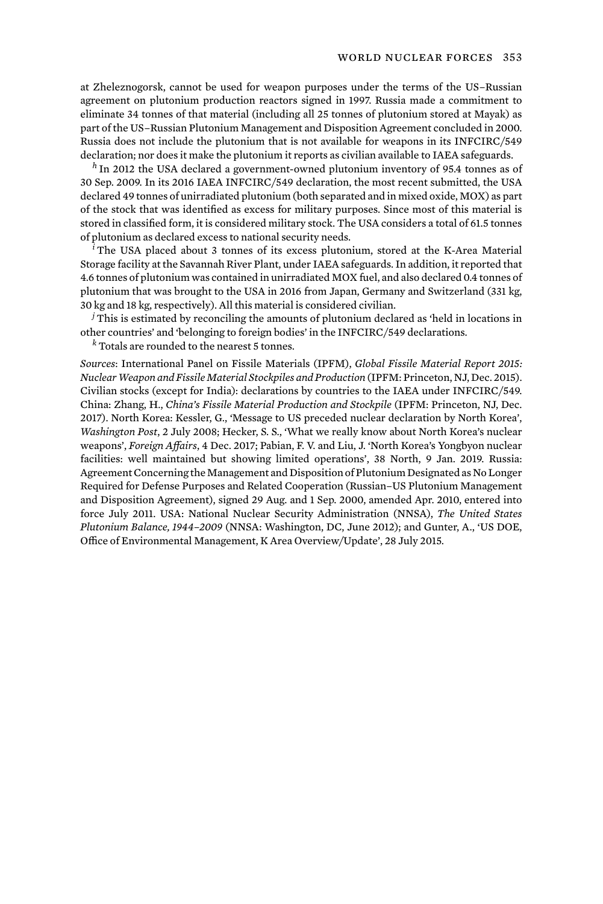at Zheleznogorsk, cannot be used for weapon purposes under the terms of the US–Russian agreement on plutonium production reactors signed in 1997. Russia made a commitment to eliminate 34 tonnes of that material (including all 25 tonnes of plutonium stored at Mayak) as part of the US–Russian Plutonium Management and Disposition Agreement concluded in 2000. Russia does not include the plutonium that is not available for weapons in its INFCIRC/549 declaration; nor does it make the plutonium it reports as civilian available to IAEA safeguards.

[h] In 2012 the USA declared a government-owned plutonium inventory of 95.4 tonnes as of 30 Sep. 2009. In its 2016 IAEA INFCIRC/549 declaration, the most recent submitted, the USA declared 49 tonnes of unirradiated plutonium (both separated and in mixed oxide, MOX) as part of the stock that was identified as excess for military purposes. Since most of this material is stored in classified form, it is considered military stock. The USA considers a total of 61.5 tonnes of plutonium as declared excess to national security needs.

[i] The USA placed about 3 tonnes of its excess plutonium, stored at the K-Area Material Storage facility at the Savannah River Plant, under IAEA safeguards. In addition, it reported that 4.6 tonnes of plutonium was contained in unirradiated MOX fuel, and also declared 0.4 tonnes of plutonium that was brought to the USA in 2016 from Japan, Germany and Switzerland (331 kg, 30 kg and 18 kg, respectively). All this material is considered civilian.

[j] This is estimated by reconciling the amounts of plutonium declared as 'held in locations in other countries' and 'belonging to foreign bodies' in the INFCIRC/549 declarations.

[k] Totals are rounded to the nearest 5 tonnes.

*Sources*: International Panel on Fissile Materials (IPFM), *Global Fissile Material Report 2015: Nuclear Weapon and Fissile Material Stockpiles and Production* (IPFM: Princeton, NJ, Dec. 2015). Civilian stocks (except for India): declarations by countries to the IAEA under INFCIRC/549. China: Zhang, H., *China's Fissile Material Production and Stockpile* (IPFM: Princeton, NJ, Dec. 2017). North Korea: Kessler, G., 'Message to US preceded nuclear declaration by North Korea', *Washington Post*, 2 July 2008; Hecker, S. S., 'What we really know about North Korea's nuclear weapons', *Foreign Affairs*, 4 Dec. 2017; Pabian, F. V. and Liu, J. 'North Korea's Yongbyon nuclear facilities: well maintained but showing limited operations', 38 North, 9 Jan. 2019. Russia: Agreement Concerning the Management and Disposition of Plutonium Designated as No Longer Required for Defense Purposes and Related Cooperation (Russian–US Plutonium Management and Disposition Agreement), signed 29 Aug. and 1 Sep. 2000, amended Apr. 2010, entered into force July 2011. USA: National Nuclear Security Administration (NNSA), *The United States Plutonium Balance, 1944–2009* (NNSA: Washington, DC, June 2012); and Gunter, A., 'US DOE, Office of Environmental Management, K Area Overview/Update', 28 July 2015.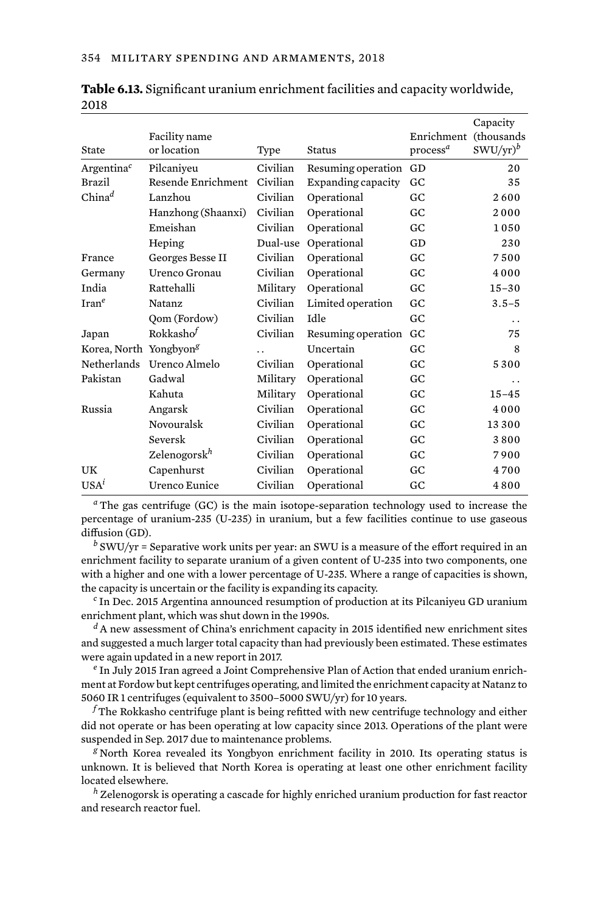**Table 6.13.** Significant uranium enrichment facilities and capacity worldwide, 2018

| State | Facility name or location | Type | Status | Enrichment process[a] | Capacity (thousands SWU/yr)[b] |
|---|---|---|---|---|---|
| Argentina[c] | Pilcaniyeu | Civilian | Resuming operation | GD | 20 |
| Brazil | Resende Enrichment | Civilian | Expanding capacity | GC | 35 |
| China[d] | Lanzhou | Civilian | Operational | GC | 2 600 |
| | Hanzhong (Shaanxi) | Civilian | Operational | GC | 2 000 |
| | Emeishan | Civilian | Operational | GC | 1 050 |
| | Heping | Dual-use | Operational | GD | 230 |
| France | Georges Besse II | Civilian | Operational | GC | 7 500 |
| Germany | Urenco Gronau | Civilian | Operational | GC | 4 000 |
| India | Rattehalli | Military | Operational | GC | 15–30 |
| Iran[e] | Natanz | Civilian | Limited operation | GC | 3.5–5 |
| | Qom (Fordow) | Civilian | Idle | GC | . . |
| Japan | Rokkasho[f] | Civilian | Resuming operation | GC | 75 |
| Korea, North | Yongbyon[g] | . . | Uncertain | GC | 8 |
| Netherlands | Urenco Almelo | Civilian | Operational | GC | 5 300 |
| Pakistan | Gadwal | Military | Operational | GC | . . |
| | Kahuta | Military | Operational | GC | 15–45 |
| Russia | Angarsk | Civilian | Operational | GC | 4 000 |
| | Novouralsk | Civilian | Operational | GC | 13 300 |
| | Seversk | Civilian | Operational | GC | 3 800 |
| | Zelenogorsk[h] | Civilian | Operational | GC | 7 900 |
| UK | Capenhurst | Civilian | Operational | GC | 4 700 |
| USA[i] | Urenco Eunice | Civilian | Operational | GC | 4 800 |

[a] The gas centrifuge (GC) is the main isotope-separation technology used to increase the percentage of uranium-235 (U-235) in uranium, but a few facilities continue to use gaseous diffusion (GD).

[b] SWU/yr = Separative work units per year: an SWU is a measure of the effort required in an enrichment facility to separate uranium of a given content of U-235 into two components, one with a higher and one with a lower percentage of U-235. Where a range of capacities is shown, the capacity is uncertain or the facility is expanding its capacity.

[c] In Dec. 2015 Argentina announced resumption of production at its Pilcaniyeu GD uranium enrichment plant, which was shut down in the 1990s.

[d] A new assessment of China's enrichment capacity in 2015 identified new enrichment sites and suggested a much larger total capacity than had previously been estimated. These estimates were again updated in a new report in 2017.

[e] In July 2015 Iran agreed a Joint Comprehensive Plan of Action that ended uranium enrichment at Fordow but kept centrifuges operating, and limited the enrichment capacity at Natanz to 5060 IR 1 centrifuges (equivalent to 3500–5000 SWU/yr) for 10 years.

[f] The Rokkasho centrifuge plant is being refitted with new centrifuge technology and either did not operate or has been operating at low capacity since 2013. Operations of the plant were suspended in Sep. 2017 due to maintenance problems.

[g] North Korea revealed its Yongbyon enrichment facility in 2010. Its operating status is unknown. It is believed that North Korea is operating at least one other enrichment facility located elsewhere.

[h] Zelenogorsk is operating a cascade for highly enriched uranium production for fast reactor and research reactor fuel.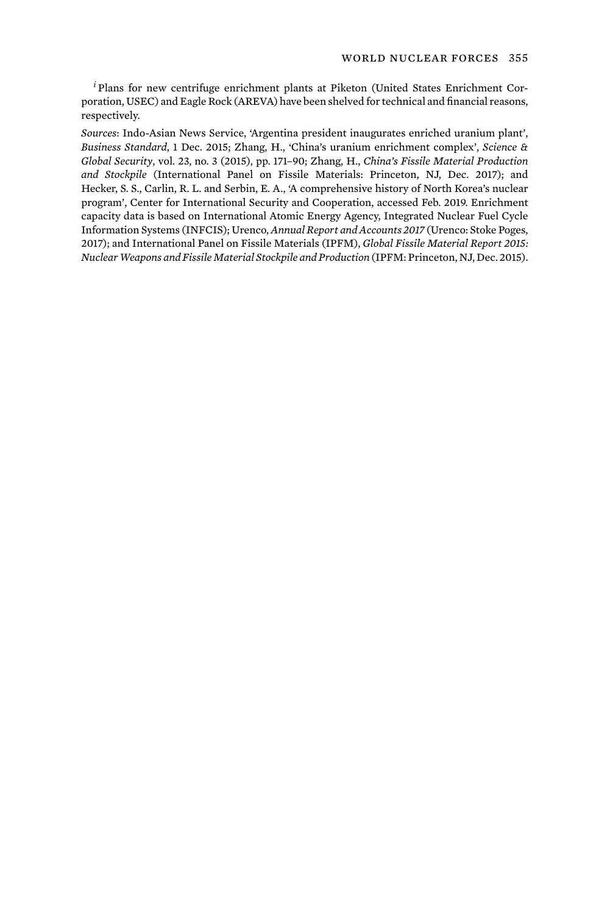[i] Plans for new centrifuge enrichment plants at Piketon (United States Enrichment Corporation, USEC) and Eagle Rock (AREVA) have been shelved for technical and financial reasons, respectively.

*Sources*: Indo-Asian News Service, 'Argentina president inaugurates enriched uranium plant', *Business Standard*, 1 Dec. 2015; Zhang, H., 'China's uranium enrichment complex', *Science & Global Security*, vol. 23, no. 3 (2015), pp. 171–90; Zhang, H., *China's Fissile Material Production and Stockpile* (International Panel on Fissile Materials: Princeton, NJ, Dec. 2017); and Hecker, S. S., Carlin, R. L. and Serbin, E. A., 'A comprehensive history of North Korea's nuclear program', Center for International Security and Cooperation, accessed Feb. 2019. Enrichment capacity data is based on International Atomic Energy Agency, Integrated Nuclear Fuel Cycle Information Systems (INFCIS); Urenco, *Annual Report and Accounts 2017* (Urenco: Stoke Poges, 2017); and International Panel on Fissile Materials (IPFM), *Global Fissile Material Report 2015: Nuclear Weapons and Fissile Material Stockpile and Production* (IPFM: Princeton, NJ, Dec. 2015).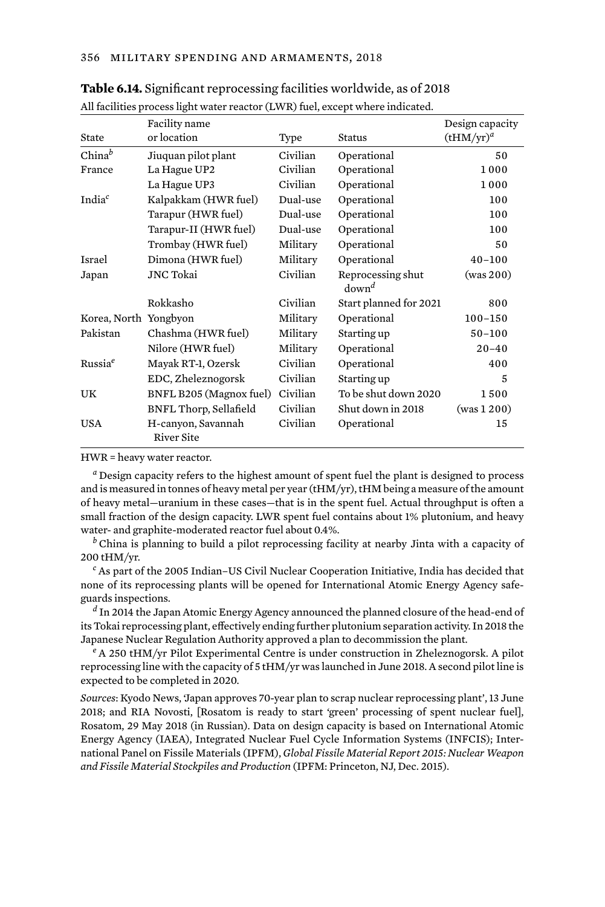**Table 6.14.** Significant reprocessing facilities worldwide, as of 2018

All facilities process light water reactor (LWR) fuel, except where indicated.

| State | Facility name or location | Type | Status | Design capacity (tHM/yr)[a] |
|---|---|---|---|---|
| China[b] | Jiuquan pilot plant | Civilian | Operational | 50 |
| France | La Hague UP2 | Civilian | Operational | 1 000 |
| | La Hague UP3 | Civilian | Operational | 1 000 |
| India[c] | Kalpakkam (HWR fuel) | Dual-use | Operational | 100 |
| | Tarapur (HWR fuel) | Dual-use | Operational | 100 |
| | Tarapur-II (HWR fuel) | Dual-use | Operational | 100 |
| | Trombay (HWR fuel) | Military | Operational | 50 |
| Israel | Dimona (HWR fuel) | Military | Operational | 40–100 |
| Japan | JNC Tokai | Civilian | Reprocessing shut down[d] | (was 200) |
| | Rokkasho | Civilian | Start planned for 2021 | 800 |
| Korea, North | Yongbyon | Military | Operational | 100–150 |
| Pakistan | Chashma (HWR fuel) | Military | Starting up | 50–100 |
| | Nilore (HWR fuel) | Military | Operational | 20–40 |
| Russia[e] | Mayak RT-1, Ozersk | Civilian | Operational | 400 |
| | EDC, Zheleznogorsk | Civilian | Starting up | 5 |
| UK | BNFL B205 (Magnox fuel) | Civilian | To be shut down 2020 | 1 500 |
| | BNFL Thorp, Sellafield | Civilian | Shut down in 2018 | (was 1 200) |
| USA | H-canyon, Savannah River Site | Civilian | Operational | 15 |

HWR = heavy water reactor.

[a] Design capacity refers to the highest amount of spent fuel the plant is designed to process and is measured in tonnes of heavy metal per year (tHM/yr), tHM being a measure of the amount of heavy metal—uranium in these cases—that is in the spent fuel. Actual throughput is often a small fraction of the design capacity. LWR spent fuel contains about 1% plutonium, and heavy water- and graphite-moderated reactor fuel about 0.4%.

[b] China is planning to build a pilot reprocessing facility at nearby Jinta with a capacity of 200 tHM/yr.

[c] As part of the 2005 Indian–US Civil Nuclear Cooperation Initiative, India has decided that none of its reprocessing plants will be opened for International Atomic Energy Agency safeguards inspections.

[d] In 2014 the Japan Atomic Energy Agency announced the planned closure of the head-end of its Tokai reprocessing plant, effectively ending further plutonium separation activity. In 2018 the Japanese Nuclear Regulation Authority approved a plan to decommission the plant.

[e] A 250 tHM/yr Pilot Experimental Centre is under construction in Zheleznogorsk. A pilot reprocessing line with the capacity of 5 tHM/yr was launched in June 2018. A second pilot line is expected to be completed in 2020.

*Sources*: Kyodo News, 'Japan approves 70-year plan to scrap nuclear reprocessing plant', 13 June 2018; and RIA Novosti, [Rosatom is ready to start 'green' processing of spent nuclear fuel], Rosatom, 29 May 2018 (in Russian). Data on design capacity is based on International Atomic Energy Agency (IAEA), Integrated Nuclear Fuel Cycle Information Systems (INFCIS); International Panel on Fissile Materials (IPFM), *Global Fissile Material Report 2015: Nuclear Weapon and Fissile Material Stockpiles and Production* (IPFM: Princeton, NJ, Dec. 2015).